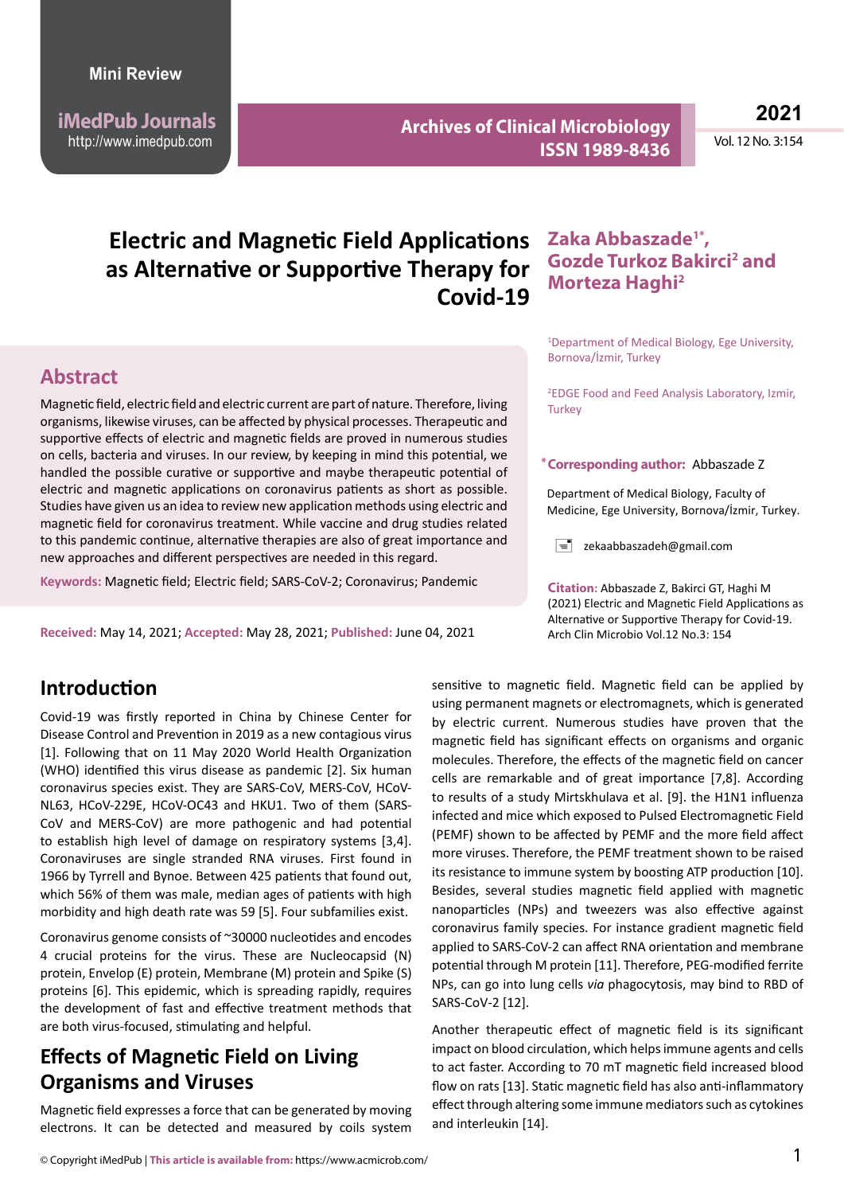Mini Review

# Electric and Magnetic Field Applications as Alternative or Supportive Therapy for Covid-19

**Zaka Abbaszade[1*], Gozde Turkoz Bakirci[2] and Morteza Haghi[2]**

[1]Department of Medical Biology, Ege University, Bornova/İzmir, Turkey

[2]EDGE Food and Feed Analysis Laboratory, Izmir, Turkey

**\*Corresponding author:** Abbaszade Z

Department of Medical Biology, Faculty of Medicine, Ege University, Bornova/İzmir, Turkey.

zekaabbaszadeh@gmail.com

**Citation:** Abbaszade Z, Bakirci GT, Haghi M (2021) Electric and Magnetic Field Applications as Alternative or Supportive Therapy for Covid-19. Arch Clin Microbio Vol.12 No.3: 154

## Abstract

Magnetic field, electric field and electric current are part of nature. Therefore, living organisms, likewise viruses, can be affected by physical processes. Therapeutic and supportive effects of electric and magnetic fields are proved in numerous studies on cells, bacteria and viruses. In our review, by keeping in mind this potential, we handled the possible curative or supportive and maybe therapeutic potential of electric and magnetic applications on coronavirus patients as short as possible. Studies have given us an idea to review new application methods using electric and magnetic field for coronavirus treatment. While vaccine and drug studies related to this pandemic continue, alternative therapies are also of great importance and new approaches and different perspectives are needed in this regard.

**Keywords:** Magnetic field; Electric field; SARS-CoV-2; Coronavirus; Pandemic

**Received:** May 14, 2021; **Accepted:** May 28, 2021; **Published:** June 04, 2021

## Introduction

Covid-19 was firstly reported in China by Chinese Center for Disease Control and Prevention in 2019 as a new contagious virus [1]. Following that on 11 May 2020 World Health Organization (WHO) identified this virus disease as pandemic [2]. Six human coronavirus species exist. They are SARS-CoV, MERS-CoV, HCoV-NL63, HCoV-229E, HCoV-OC43 and HKU1. Two of them (SARS-CoV and MERS-CoV) are more pathogenic and had potential to establish high level of damage on respiratory systems [3,4]. Coronaviruses are single stranded RNA viruses. First found in 1966 by Tyrrell and Bynoe. Between 425 patients that found out, which 56% of them was male, median ages of patients with high morbidity and high death rate was 59 [5]. Four subfamilies exist.

Coronavirus genome consists of ~30000 nucleotides and encodes 4 crucial proteins for the virus. These are Nucleocapsid (N) protein, Envelop (E) protein, Membrane (M) protein and Spike (S) proteins [6]. This epidemic, which is spreading rapidly, requires the development of fast and effective treatment methods that are both virus-focused, stimulating and helpful.

## Effects of Magnetic Field on Living Organisms and Viruses

Magnetic field expresses a force that can be generated by moving electrons. It can be detected and measured by coils system sensitive to magnetic field. Magnetic field can be applied by using permanent magnets or electromagnets, which is generated by electric current. Numerous studies have proven that the magnetic field has significant effects on organisms and organic molecules. Therefore, the effects of the magnetic field on cancer cells are remarkable and of great importance [7,8]. According to results of a study Mirtskhulava et al. [9]. the H1N1 influenza infected and mice which exposed to Pulsed Electromagnetic Field (PEMF) shown to be affected by PEMF and the more field affect more viruses. Therefore, the PEMF treatment shown to be raised its resistance to immune system by boosting ATP production [10]. Besides, several studies magnetic field applied with magnetic nanoparticles (NPs) and tweezers was also effective against coronavirus family species. For instance gradient magnetic field applied to SARS-CoV-2 can affect RNA orientation and membrane potential through M protein [11]. Therefore, PEG-modified ferrite NPs, can go into lung cells *via* phagocytosis, may bind to RBD of SARS-CoV-2 [12].

Another therapeutic effect of magnetic field is its significant impact on blood circulation, which helps immune agents and cells to act faster. According to 70 mT magnetic field increased blood flow on rats [13]. Static magnetic field has also anti-inflammatory effect through altering some immune mediators such as cytokines and interleukin [14].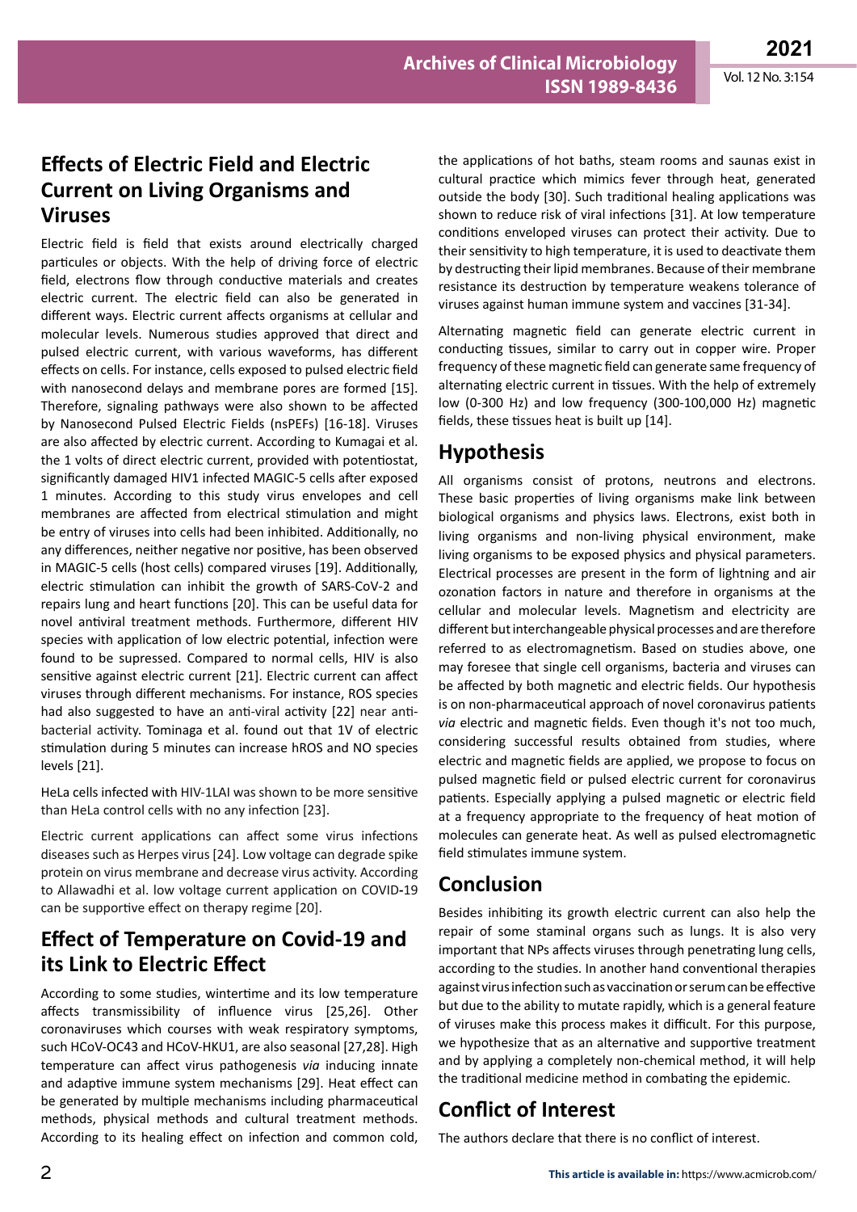## Effects of Electric Field and Electric Current on Living Organisms and Viruses

Electric field is field that exists around electrically charged particules or objects. With the help of driving force of electric field, electrons flow through conductive materials and creates electric current. The electric field can also be generated in different ways. Electric current affects organisms at cellular and molecular levels. Numerous studies approved that direct and pulsed electric current, with various waveforms, has different effects on cells. For instance, cells exposed to pulsed electric field with nanosecond delays and membrane pores are formed [15]. Therefore, signaling pathways were also shown to be affected by Nanosecond Pulsed Electric Fields (nsPEFs) [16-18]. Viruses are also affected by electric current. According to Kumagai et al. the 1 volts of direct electric current, provided with potentiostat, significantly damaged HIV1 infected MAGIC-5 cells after exposed 1 minutes. According to this study virus envelopes and cell membranes are affected from electrical stimulation and might be entry of viruses into cells had been inhibited. Additionally, no any differences, neither negative nor positive, has been observed in MAGIC-5 cells (host cells) compared viruses [19]. Additionally, electric stimulation can inhibit the growth of SARS-CoV-2 and repairs lung and heart functions [20]. This can be useful data for novel antiviral treatment methods. Furthermore, different HIV species with application of low electric potential, infection were found to be supressed. Compared to normal cells, HIV is also sensitive against electric current [21]. Electric current can affect viruses through different mechanisms. For instance, ROS species had also suggested to have an anti-viral activity [22] near anti-bacterial activity. Tominaga et al. found out that 1V of electric stimulation during 5 minutes can increase hROS and NO species levels [21].

HeLa cells infected with HIV-1LAI was shown to be more sensitive than HeLa control cells with no any infection [23].

Electric current applications can affect some virus infections diseases such as Herpes virus [24]. Low voltage can degrade spike protein on virus membrane and decrease virus activity. According to Allawadhi et al. low voltage current application on COVID-19 can be supportive effect on therapy regime [20].

## Effect of Temperature on Covid-19 and its Link to Electric Effect

According to some studies, wintertime and its low temperature affects transmissibility of influence virus [25,26]. Other coronaviruses which courses with weak respiratory symptoms, such HCoV-OC43 and HCoV-HKU1, are also seasonal [27,28]. High temperature can affect virus pathogenesis *via* inducing innate and adaptive immune system mechanisms [29]. Heat effect can be generated by multiple mechanisms including pharmaceutical methods, physical methods and cultural treatment methods. According to its healing effect on infection and common cold, the applications of hot baths, steam rooms and saunas exist in cultural practice which mimics fever through heat, generated outside the body [30]. Such traditional healing applications was shown to reduce risk of viral infections [31]. At low temperature conditions enveloped viruses can protect their activity. Due to their sensitivity to high temperature, it is used to deactivate them by destructing their lipid membranes. Because of their membrane resistance its destruction by temperature weakens tolerance of viruses against human immune system and vaccines [31-34].

Alternating magnetic field can generate electric current in conducting tissues, similar to carry out in copper wire. Proper frequency of these magnetic field can generate same frequency of alternating electric current in tissues. With the help of extremely low (0-300 Hz) and low frequency (300-100,000 Hz) magnetic fields, these tissues heat is built up [14].

## Hypothesis

All organisms consist of protons, neutrons and electrons. These basic properties of living organisms make link between biological organisms and physics laws. Electrons, exist both in living organisms and non-living physical environment, make living organisms to be exposed physics and physical parameters. Electrical processes are present in the form of lightning and air ozonation factors in nature and therefore in organisms at the cellular and molecular levels. Magnetism and electricity are different but interchangeable physical processes and are therefore referred to as electromagnetism. Based on studies above, one may foresee that single cell organisms, bacteria and viruses can be affected by both magnetic and electric fields. Our hypothesis is on non-pharmaceutical approach of novel coronavirus patients *via* electric and magnetic fields. Even though it's not too much, considering successful results obtained from studies, where electric and magnetic fields are applied, we propose to focus on pulsed magnetic field or pulsed electric current for coronavirus patients. Especially applying a pulsed magnetic or electric field at a frequency appropriate to the frequency of heat motion of molecules can generate heat. As well as pulsed electromagnetic field stimulates immune system.

## Conclusion

Besides inhibiting its growth electric current can also help the repair of some staminal organs such as lungs. It is also very important that NPs affects viruses through penetrating lung cells, according to the studies. In another hand conventional therapies against virus infection such as vaccination or serum can be effective but due to the ability to mutate rapidly, which is a general feature of viruses make this process makes it difficult. For this purpose, we hypothesize that as an alternative and supportive treatment and by applying a completely non-chemical method, it will help the traditional medicine method in combating the epidemic.

## Conflict of Interest

The authors declare that there is no conflict of interest.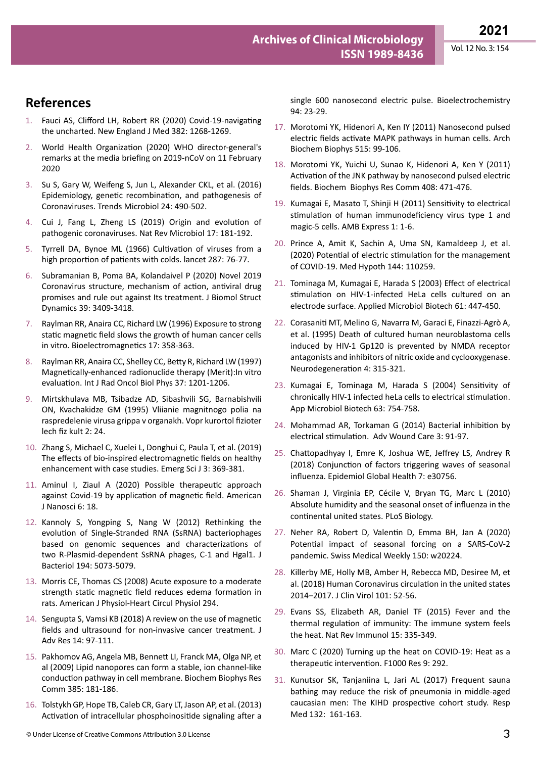## References

1. Fauci AS, Clifford LH, Robert RR (2020) Covid-19-navigating the uncharted. New England J Med 382: 1268-1269.
2. World Health Organization (2020) WHO director-general's remarks at the media briefing on 2019-nCoV on 11 February 2020
3. Su S, Gary W, Weifeng S, Jun L, Alexander CKL, et al. (2016) Epidemiology, genetic recombination, and pathogenesis of Coronaviruses. Trends Microbiol 24: 490-502.
4. Cui J, Fang L, Zheng LS (2019) Origin and evolution of pathogenic coronaviruses. Nat Rev Microbiol 17: 181-192.
5. Tyrrell DA, Bynoe ML (1966) Cultivation of viruses from a high proportion of patients with colds. lancet 287: 76-77.
6. Subramanian B, Poma BA, Kolandaivel P (2020) Novel 2019 Coronavirus structure, mechanism of action, antiviral drug promises and rule out against Its treatment. J Biomol Struct Dynamics 39: 3409-3418.
7. Raylman RR, Anaira CC, Richard LW (1996) Exposure to strong static magnetic field slows the growth of human cancer cells in vitro. Bioelectromagnetics 17: 358-363.
8. Raylman RR, Anaira CC, Shelley CC, Betty R, Richard LW (1997) Magnetically-enhanced radionuclide therapy (Merit):In vitro evaluation. Int J Rad Oncol Biol Phys 37: 1201-1206.
9. Mirtskhulava MB, Tsibadze AD, Sibashvili SG, Barnabishvili ON, Kvachakidze GM (1995) Vliianie magnitnogo polia na raspredelenie virusa grippa v organakh. Vopr kurortol fizioter lech fiz kult 2: 24.
10. Zhang S, Michael C, Xuelei L, Donghui C, Paula T, et al. (2019) The effects of bio-inspired electromagnetic fields on healthy enhancement with case studies. Emerg Sci J 3: 369-381.
11. Aminul I, Ziaul A (2020) Possible therapeutic approach against Covid-19 by application of magnetic field. American J Nanosci 6: 18.
12. Kannoly S, Yongping S, Nang W (2012) Rethinking the evolution of Single-Stranded RNA (SsRNA) bacteriophages based on genomic sequences and characterizations of two R-Plasmid-dependent SsRNA phages, C-1 and Hgal1. J Bacteriol 194: 5073-5079.
13. Morris CE, Thomas CS (2008) Acute exposure to a moderate strength static magnetic field reduces edema formation in rats. American J Physiol-Heart Circul Physiol 294.
14. Sengupta S, Vamsi KB (2018) A review on the use of magnetic fields and ultrasound for non-invasive cancer treatment. J Adv Res 14: 97-111.
15. Pakhomov AG, Angela MB, Bennett LI, Franck MA, Olga NP, et al (2009) Lipid nanopores can form a stable, ion channel-like conduction pathway in cell membrane. Biochem Biophys Res Comm 385: 181-186.
16. Tolstykh GP, Hope TB, Caleb CR, Gary LT, Jason AP, et al. (2013) Activation of intracellular phosphoinositide signaling after a single 600 nanosecond electric pulse. Bioelectrochemistry 94: 23-29.
17. Morotomi YK, Hidenori A, Ken IY (2011) Nanosecond pulsed electric fields activate MAPK pathways in human cells. Arch Biochem Biophys 515: 99-106.
18. Morotomi YK, Yuichi U, Sunao K, Hidenori A, Ken Y (2011) Activation of the JNK pathway by nanosecond pulsed electric fields. Biochem Biophys Res Comm 408: 471-476.
19. Kumagai E, Masato T, Shinji H (2011) Sensitivity to electrical stimulation of human immunodeficiency virus type 1 and magic-5 cells. AMB Express 1: 1-6.
20. Prince A, Amit K, Sachin A, Uma SN, Kamaldeep J, et al. (2020) Potential of electric stimulation for the management of COVID-19. Med Hypoth 144: 110259.
21. Tominaga M, Kumagai E, Harada S (2003) Effect of electrical stimulation on HIV-1-infected HeLa cells cultured on an electrode surface. Applied Microbiol Biotech 61: 447-450.
22. Corasaniti MT, Melino G, Navarra M, Garaci E, Finazzi-Agrò A, et al. (1995) Death of cultured human neuroblastoma cells induced by HIV-1 Gp120 is prevented by NMDA receptor antagonists and inhibitors of nitric oxide and cyclooxygenase. Neurodegeneration 4: 315-321.
23. Kumagai E, Tominaga M, Harada S (2004) Sensitivity of chronically HIV-1 infected heLa cells to electrical stimulation. App Microbiol Biotech 63: 754-758.
24. Mohammad AR, Torkaman G (2014) Bacterial inhibition by electrical stimulation. Adv Wound Care 3: 91-97.
25. Chattopadhyay I, Emre K, Joshua WE, Jeffrey LS, Andrey R (2018) Conjunction of factors triggering waves of seasonal influenza. Epidemiol Global Health 7: e30756.
26. Shaman J, Virginia EP, Cécile V, Bryan TG, Marc L (2010) Absolute humidity and the seasonal onset of influenza in the continental united states. PLoS Biology.
27. Neher RA, Robert D, Valentin D, Emma BH, Jan A (2020) Potential impact of seasonal forcing on a SARS-CoV-2 pandemic. Swiss Medical Weekly 150: w20224.
28. Killerby ME, Holly MB, Amber H, Rebecca MD, Desiree M, et al. (2018) Human Coronavirus circulation in the united states 2014–2017. J Clin Virol 101: 52-56.
29. Evans SS, Elizabeth AR, Daniel TF (2015) Fever and the thermal regulation of immunity: The immune system feels the heat. Nat Rev Immunol 15: 335-349.
30. Marc C (2020) Turning up the heat on COVID-19: Heat as a therapeutic intervention. F1000 Res 9: 292.
31. Kunutsor SK, Tanjaniina L, Jari AL (2017) Frequent sauna bathing may reduce the risk of pneumonia in middle-aged caucasian men: The KIHD prospective cohort study. Resp Med 132: 161-163.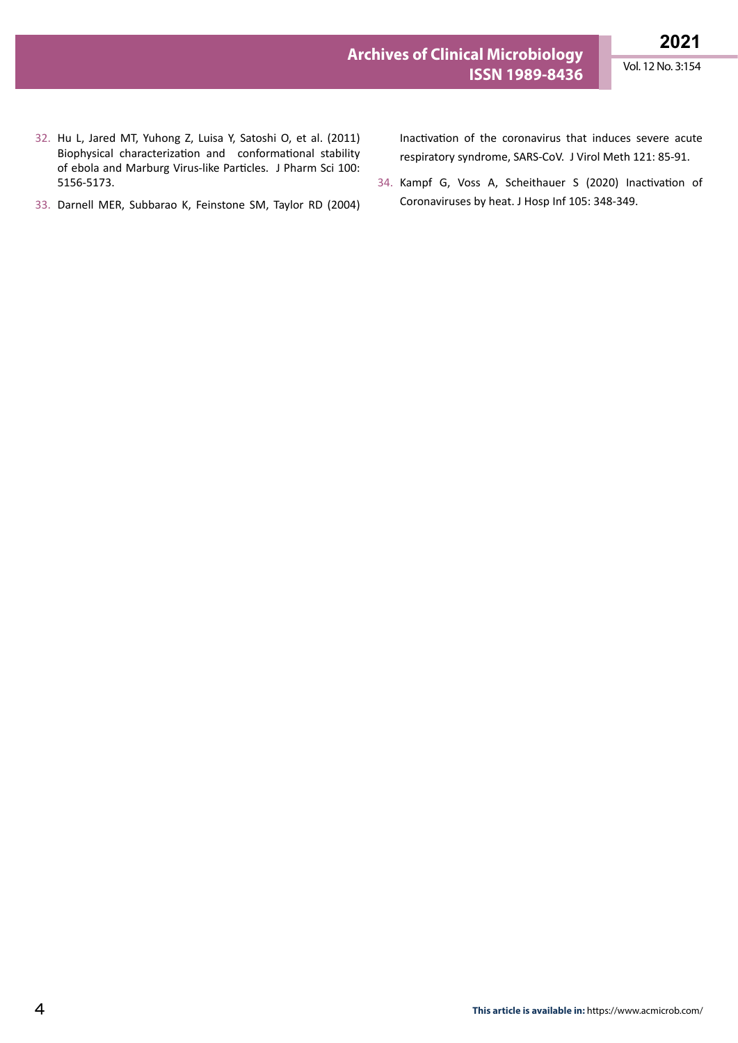32. Hu L, Jared MT, Yuhong Z, Luisa Y, Satoshi O, et al. (2011) Biophysical characterization and conformational stability of ebola and Marburg Virus-like Particles. J Pharm Sci 100: 5156-5173.
33. Darnell MER, Subbarao K, Feinstone SM, Taylor RD (2004) Inactivation of the coronavirus that induces severe acute respiratory syndrome, SARS-CoV. J Virol Meth 121: 85-91.
34. Kampf G, Voss A, Scheithauer S (2020) Inactivation of Coronaviruses by heat. J Hosp Inf 105: 348-349.